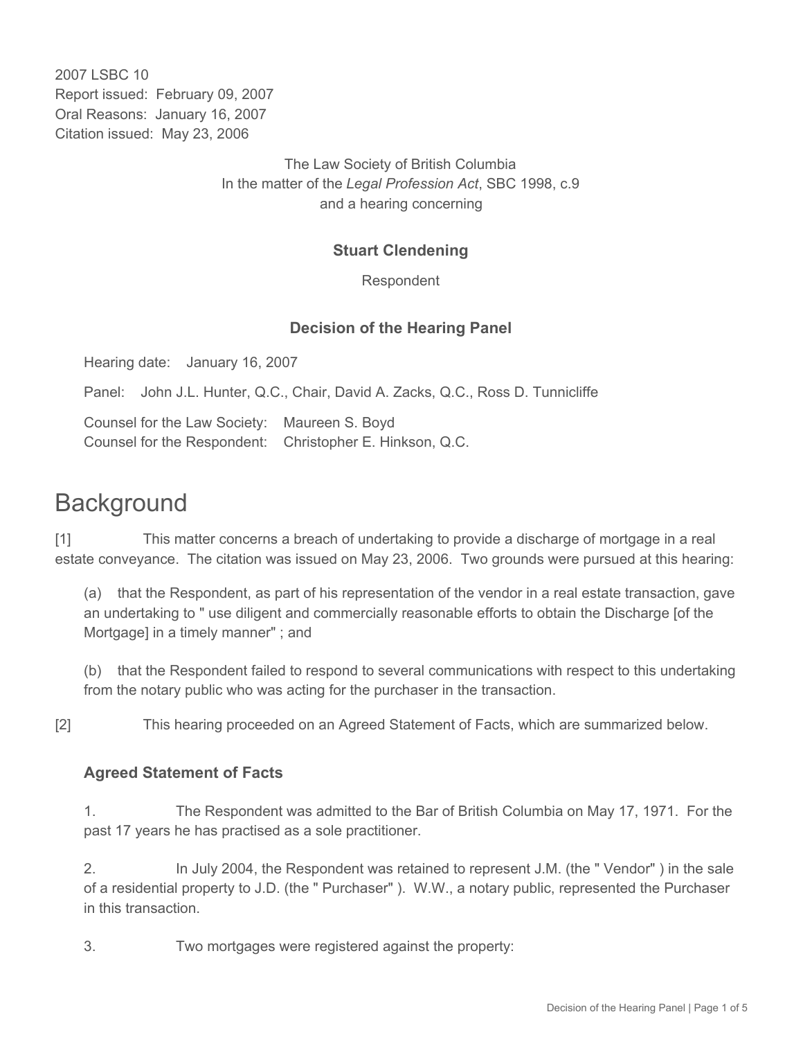2007 LSBC 10
Report issued: February 09, 2007
Oral Reasons: January 16, 2007
Citation issued: May 23, 2006

The Law Society of British Columbia
In the matter of the *Legal Profession Act*, SBC 1998, c.9
and a hearing concerning

**Stuart Clendening**

Respondent

**Decision of the Hearing Panel**

Hearing date: January 16, 2007

Panel: John J.L. Hunter, Q.C., Chair, David A. Zacks, Q.C., Ross D. Tunnicliffe

Counsel for the Law Society: Maureen S. Boyd
Counsel for the Respondent: Christopher E. Hinkson, Q.C.

# Background

[1] This matter concerns a breach of undertaking to provide a discharge of mortgage in a real estate conveyance. The citation was issued on May 23, 2006. Two grounds were pursued at this hearing:

(a) that the Respondent, as part of his representation of the vendor in a real estate transaction, gave an undertaking to " use diligent and commercially reasonable efforts to obtain the Discharge [of the Mortgage] in a timely manner" ; and

(b) that the Respondent failed to respond to several communications with respect to this undertaking from the notary public who was acting for the purchaser in the transaction.

[2] This hearing proceeded on an Agreed Statement of Facts, which are summarized below.

### Agreed Statement of Facts

1. The Respondent was admitted to the Bar of British Columbia on May 17, 1971. For the past 17 years he has practised as a sole practitioner.

2. In July 2004, the Respondent was retained to represent J.M. (the " Vendor" ) in the sale of a residential property to J.D. (the " Purchaser" ). W.W., a notary public, represented the Purchaser in this transaction.

3. Two mortgages were registered against the property: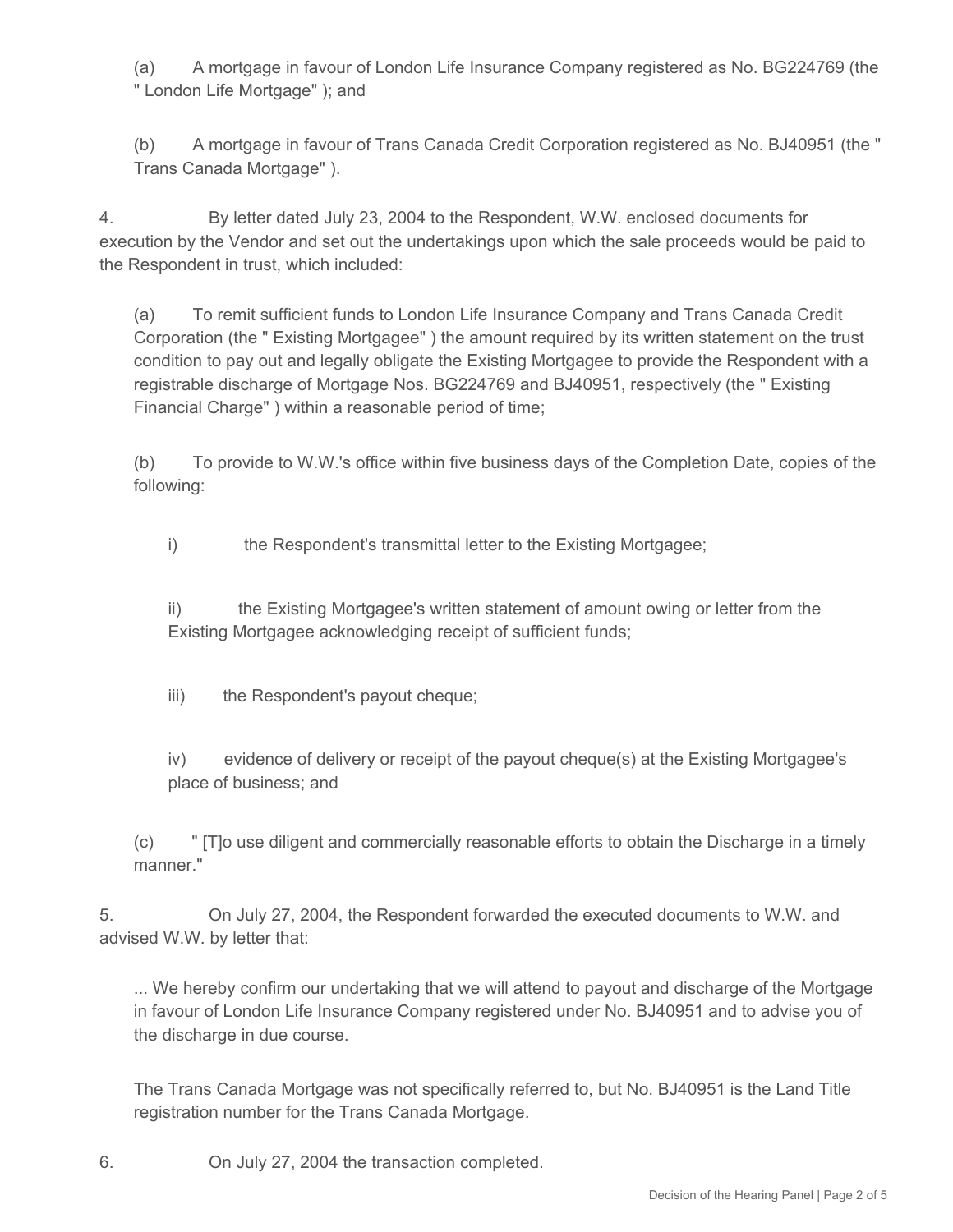(a) A mortgage in favour of London Life Insurance Company registered as No. BG224769 (the " London Life Mortgage" ); and

(b) A mortgage in favour of Trans Canada Credit Corporation registered as No. BJ40951 (the " Trans Canada Mortgage" ).

4. By letter dated July 23, 2004 to the Respondent, W.W. enclosed documents for execution by the Vendor and set out the undertakings upon which the sale proceeds would be paid to the Respondent in trust, which included:

(a) To remit sufficient funds to London Life Insurance Company and Trans Canada Credit Corporation (the " Existing Mortgagee" ) the amount required by its written statement on the trust condition to pay out and legally obligate the Existing Mortgagee to provide the Respondent with a registrable discharge of Mortgage Nos. BG224769 and BJ40951, respectively (the " Existing Financial Charge" ) within a reasonable period of time;

(b) To provide to W.W.'s office within five business days of the Completion Date, copies of the following:

i) the Respondent's transmittal letter to the Existing Mortgagee;

ii) the Existing Mortgagee's written statement of amount owing or letter from the Existing Mortgagee acknowledging receipt of sufficient funds;

iii) the Respondent's payout cheque;

iv) evidence of delivery or receipt of the payout cheque(s) at the Existing Mortgagee's place of business; and

(c) " [T]o use diligent and commercially reasonable efforts to obtain the Discharge in a timely manner."

5. On July 27, 2004, the Respondent forwarded the executed documents to W.W. and advised W.W. by letter that:

> ... We hereby confirm our undertaking that we will attend to payout and discharge of the Mortgage in favour of London Life Insurance Company registered under No. BJ40951 and to advise you of the discharge in due course.

The Trans Canada Mortgage was not specifically referred to, but No. BJ40951 is the Land Title registration number for the Trans Canada Mortgage.

6. On July 27, 2004 the transaction completed.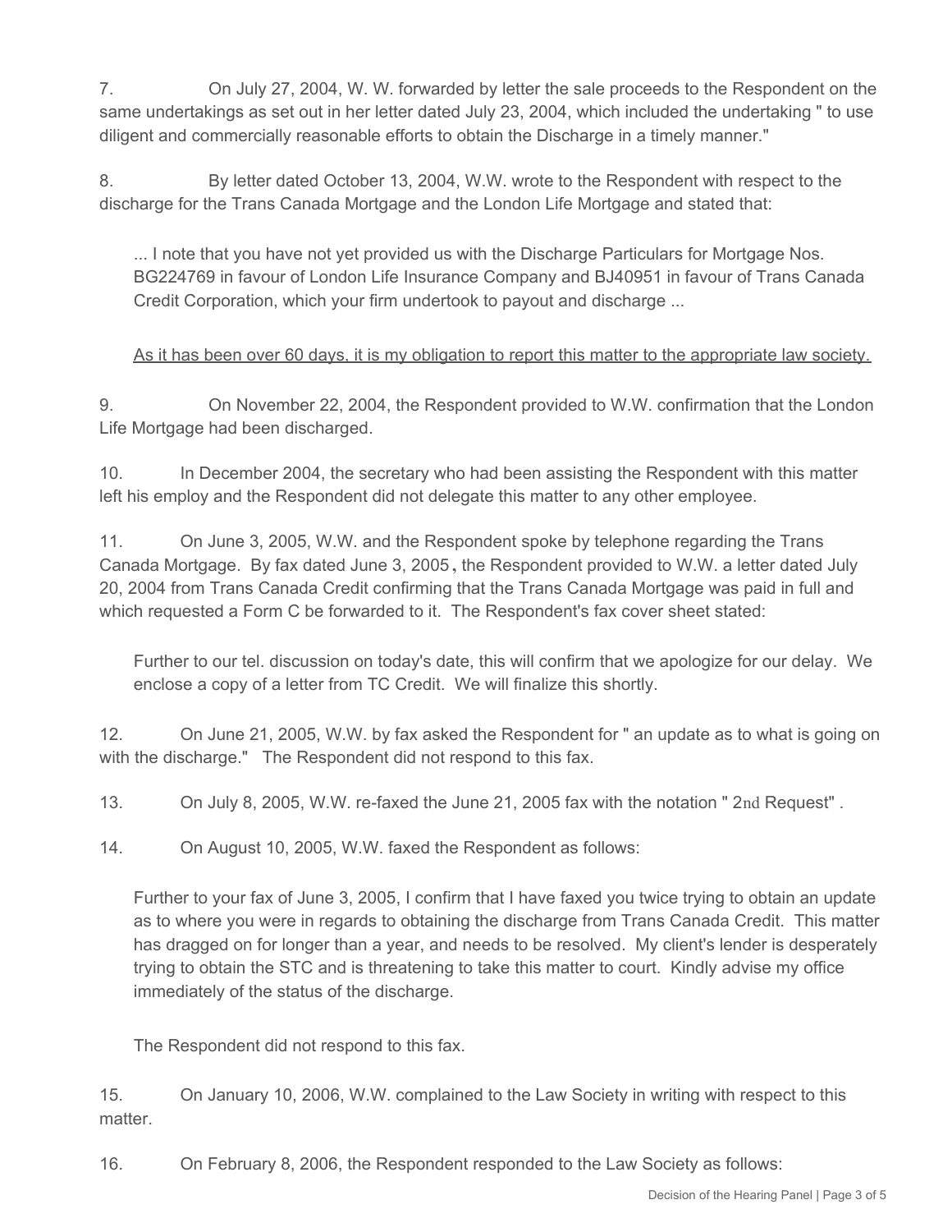7. On July 27, 2004, W. W. forwarded by letter the sale proceeds to the Respondent on the same undertakings as set out in her letter dated July 23, 2004, which included the undertaking " to use diligent and commercially reasonable efforts to obtain the Discharge in a timely manner."

8. By letter dated October 13, 2004, W.W. wrote to the Respondent with respect to the discharge for the Trans Canada Mortgage and the London Life Mortgage and stated that:

> ... I note that you have not yet provided us with the Discharge Particulars for Mortgage Nos. BG224769 in favour of London Life Insurance Company and BJ40951 in favour of Trans Canada Credit Corporation, which your firm undertook to payout and discharge ...
>
> <u>As it has been over 60 days, it is my obligation to report this matter to the appropriate law society.</u>

9. On November 22, 2004, the Respondent provided to W.W. confirmation that the London Life Mortgage had been discharged.

10. In December 2004, the secretary who had been assisting the Respondent with this matter left his employ and the Respondent did not delegate this matter to any other employee.

11. On June 3, 2005, W.W. and the Respondent spoke by telephone regarding the Trans Canada Mortgage. By fax dated June 3, 2005, the Respondent provided to W.W. a letter dated July 20, 2004 from Trans Canada Credit confirming that the Trans Canada Mortgage was paid in full and which requested a Form C be forwarded to it. The Respondent's fax cover sheet stated:

> Further to our tel. discussion on today's date, this will confirm that we apologize for our delay. We enclose a copy of a letter from TC Credit. We will finalize this shortly.

12. On June 21, 2005, W.W. by fax asked the Respondent for " an update as to what is going on with the discharge." The Respondent did not respond to this fax.

13. On July 8, 2005, W.W. re-faxed the June 21, 2005 fax with the notation " 2nd Request" .

14. On August 10, 2005, W.W. faxed the Respondent as follows:

> Further to your fax of June 3, 2005, I confirm that I have faxed you twice trying to obtain an update as to where you were in regards to obtaining the discharge from Trans Canada Credit. This matter has dragged on for longer than a year, and needs to be resolved. My client's lender is desperately trying to obtain the STC and is threatening to take this matter to court. Kindly advise my office immediately of the status of the discharge.
>
> The Respondent did not respond to this fax.

15. On January 10, 2006, W.W. complained to the Law Society in writing with respect to this matter.

16. On February 8, 2006, the Respondent responded to the Law Society as follows: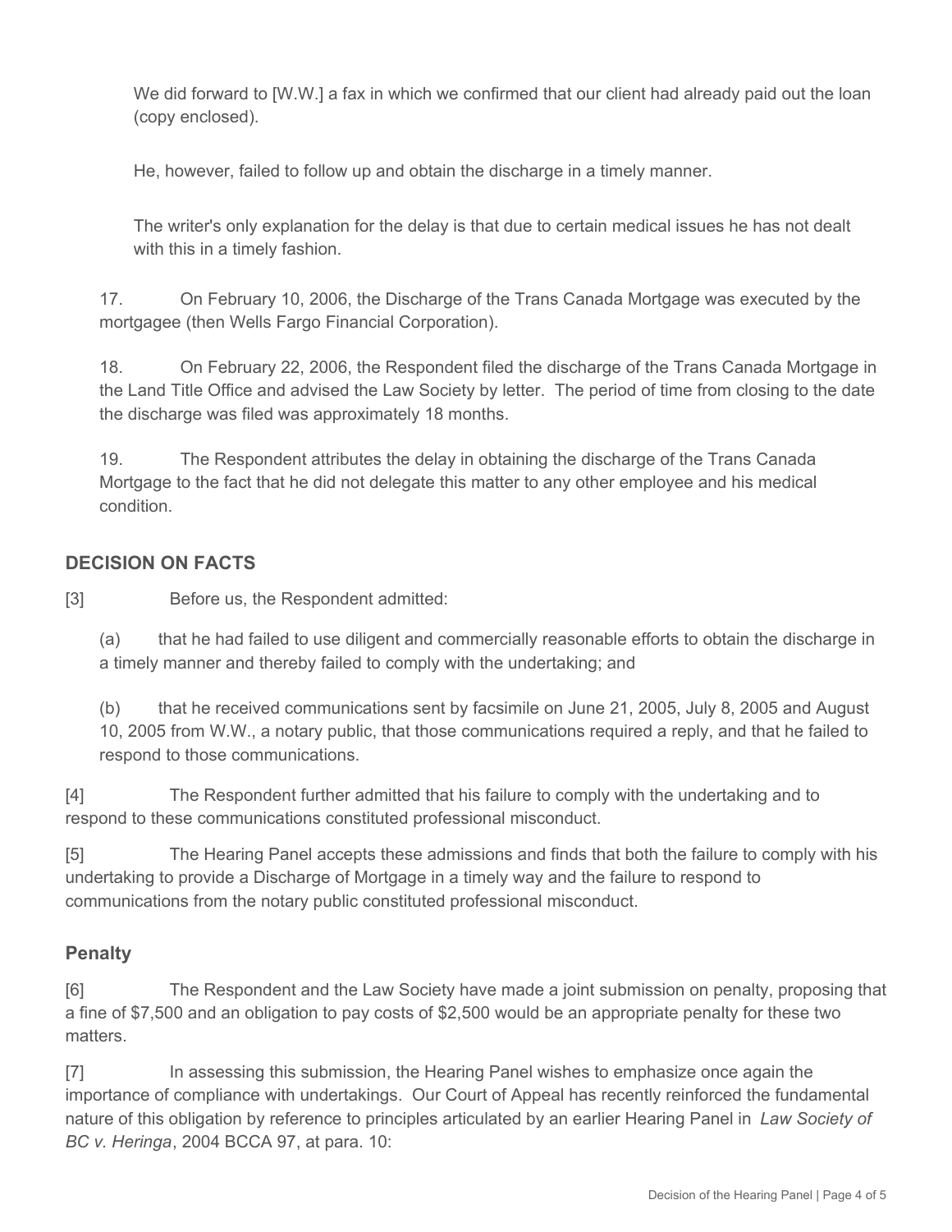We did forward to [W.W.] a fax in which we confirmed that our client had already paid out the loan (copy enclosed).

He, however, failed to follow up and obtain the discharge in a timely manner.

The writer's only explanation for the delay is that due to certain medical issues he has not dealt with this in a timely fashion.

17. On February 10, 2006, the Discharge of the Trans Canada Mortgage was executed by the mortgagee (then Wells Fargo Financial Corporation).

18. On February 22, 2006, the Respondent filed the discharge of the Trans Canada Mortgage in the Land Title Office and advised the Law Society by letter. The period of time from closing to the date the discharge was filed was approximately 18 months.

19. The Respondent attributes the delay in obtaining the discharge of the Trans Canada Mortgage to the fact that he did not delegate this matter to any other employee and his medical condition.

## DECISION ON FACTS

[3] Before us, the Respondent admitted:

(a) that he had failed to use diligent and commercially reasonable efforts to obtain the discharge in a timely manner and thereby failed to comply with the undertaking; and

(b) that he received communications sent by facsimile on June 21, 2005, July 8, 2005 and August 10, 2005 from W.W., a notary public, that those communications required a reply, and that he failed to respond to those communications.

[4] The Respondent further admitted that his failure to comply with the undertaking and to respond to these communications constituted professional misconduct.

[5] The Hearing Panel accepts these admissions and finds that both the failure to comply with his undertaking to provide a Discharge of Mortgage in a timely way and the failure to respond to communications from the notary public constituted professional misconduct.

### Penalty

[6] The Respondent and the Law Society have made a joint submission on penalty, proposing that a fine of $7,500 and an obligation to pay costs of $2,500 would be an appropriate penalty for these two matters.

[7] In assessing this submission, the Hearing Panel wishes to emphasize once again the importance of compliance with undertakings. Our Court of Appeal has recently reinforced the fundamental nature of this obligation by reference to principles articulated by an earlier Hearing Panel in *Law Society of BC v. Heringa*, 2004 BCCA 97, at para. 10: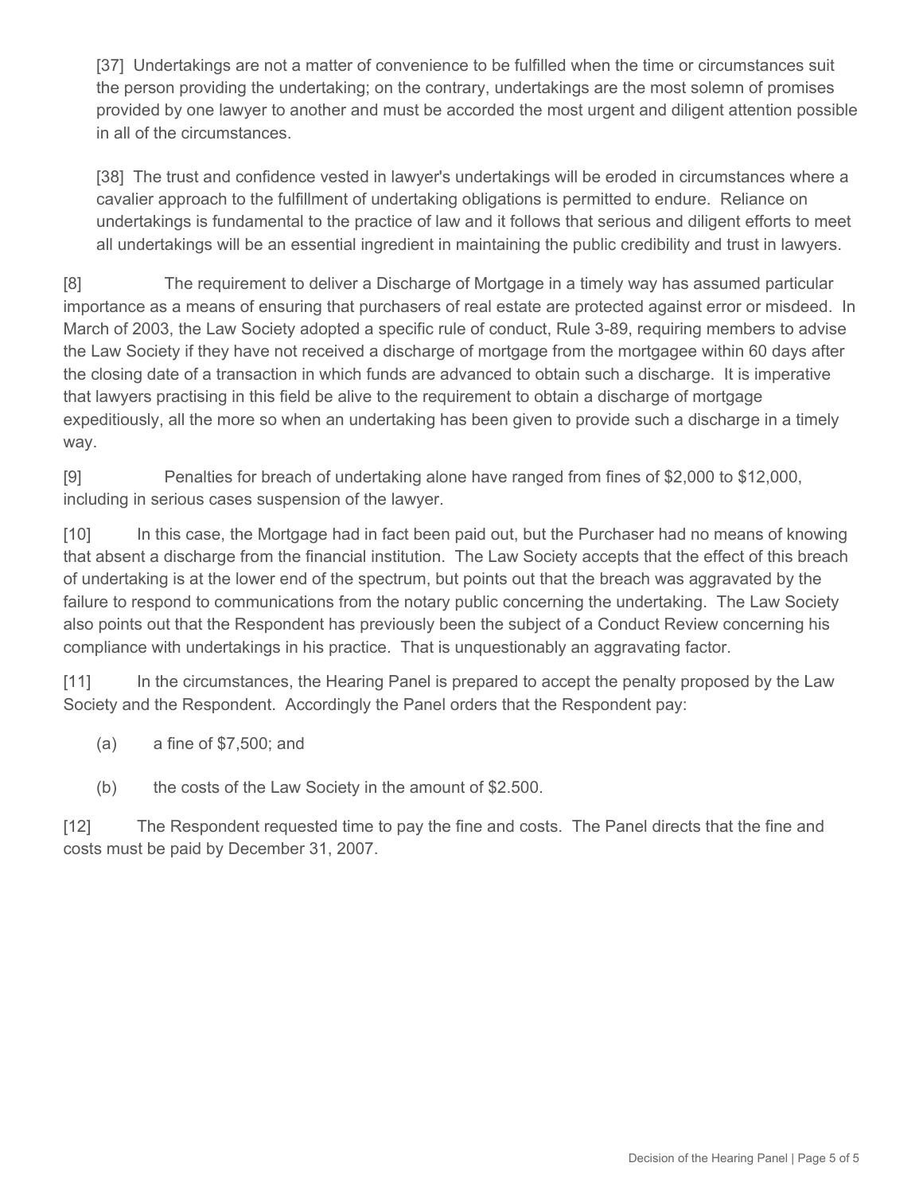> [37] Undertakings are not a matter of convenience to be fulfilled when the time or circumstances suit the person providing the undertaking; on the contrary, undertakings are the most solemn of promises provided by one lawyer to another and must be accorded the most urgent and diligent attention possible in all of the circumstances.
>
> [38] The trust and confidence vested in lawyer's undertakings will be eroded in circumstances where a cavalier approach to the fulfillment of undertaking obligations is permitted to endure. Reliance on undertakings is fundamental to the practice of law and it follows that serious and diligent efforts to meet all undertakings will be an essential ingredient in maintaining the public credibility and trust in lawyers.

[8] The requirement to deliver a Discharge of Mortgage in a timely way has assumed particular importance as a means of ensuring that purchasers of real estate are protected against error or misdeed. In March of 2003, the Law Society adopted a specific rule of conduct, Rule 3-89, requiring members to advise the Law Society if they have not received a discharge of mortgage from the mortgagee within 60 days after the closing date of a transaction in which funds are advanced to obtain such a discharge. It is imperative that lawyers practising in this field be alive to the requirement to obtain a discharge of mortgage expeditiously, all the more so when an undertaking has been given to provide such a discharge in a timely way.

[9] Penalties for breach of undertaking alone have ranged from fines of $2,000 to $12,000, including in serious cases suspension of the lawyer.

[10] In this case, the Mortgage had in fact been paid out, but the Purchaser had no means of knowing that absent a discharge from the financial institution. The Law Society accepts that the effect of this breach of undertaking is at the lower end of the spectrum, but points out that the breach was aggravated by the failure to respond to communications from the notary public concerning the undertaking. The Law Society also points out that the Respondent has previously been the subject of a Conduct Review concerning his compliance with undertakings in his practice. That is unquestionably an aggravating factor.

[11] In the circumstances, the Hearing Panel is prepared to accept the penalty proposed by the Law Society and the Respondent. Accordingly the Panel orders that the Respondent pay:

(a) a fine of $7,500; and

(b) the costs of the Law Society in the amount of $2.500.

[12] The Respondent requested time to pay the fine and costs. The Panel directs that the fine and costs must be paid by December 31, 2007.